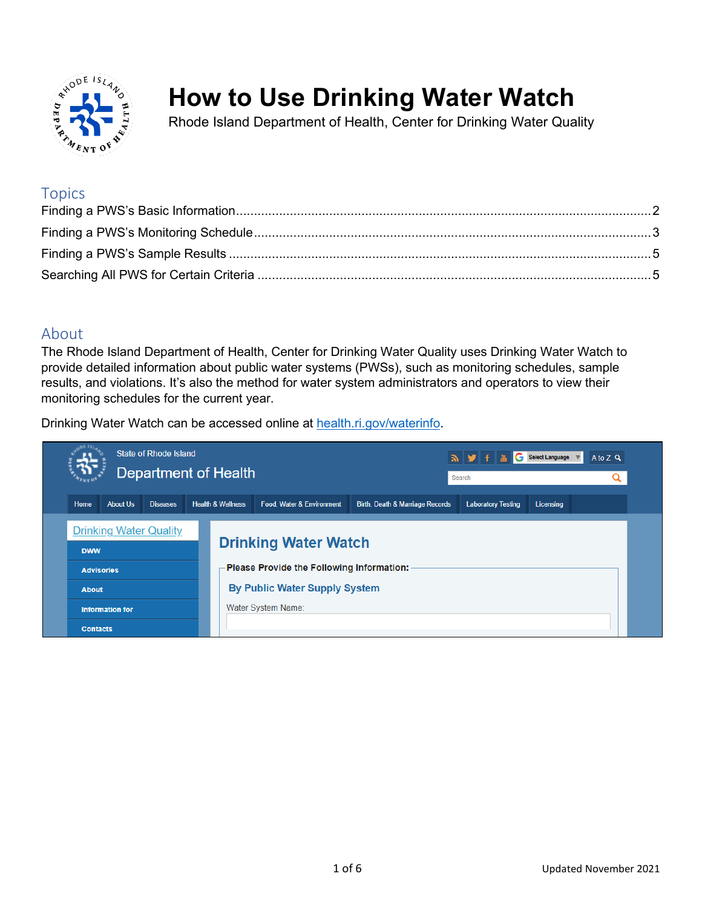# How to Use Drinking Water Watch

Rhode Island Department of Health, Center for Drinking Water Quality

## Topics

Finding a PWS's Basic Information....................2
Finding a PWS's Monitoring Schedule....................3
Finding a PWS's Sample Results....................5
Searching All PWS for Certain Criteria....................5

## About

The Rhode Island Department of Health, Center for Drinking Water Quality uses Drinking Water Watch to provide detailed information about public water systems (PWSs), such as monitoring schedules, sample results, and violations. It's also the method for water system administrators and operators to view their monitoring schedules for the current year.

Drinking Water Watch can be accessed online at [health.ri.gov/waterinfo](health.ri.gov/waterinfo).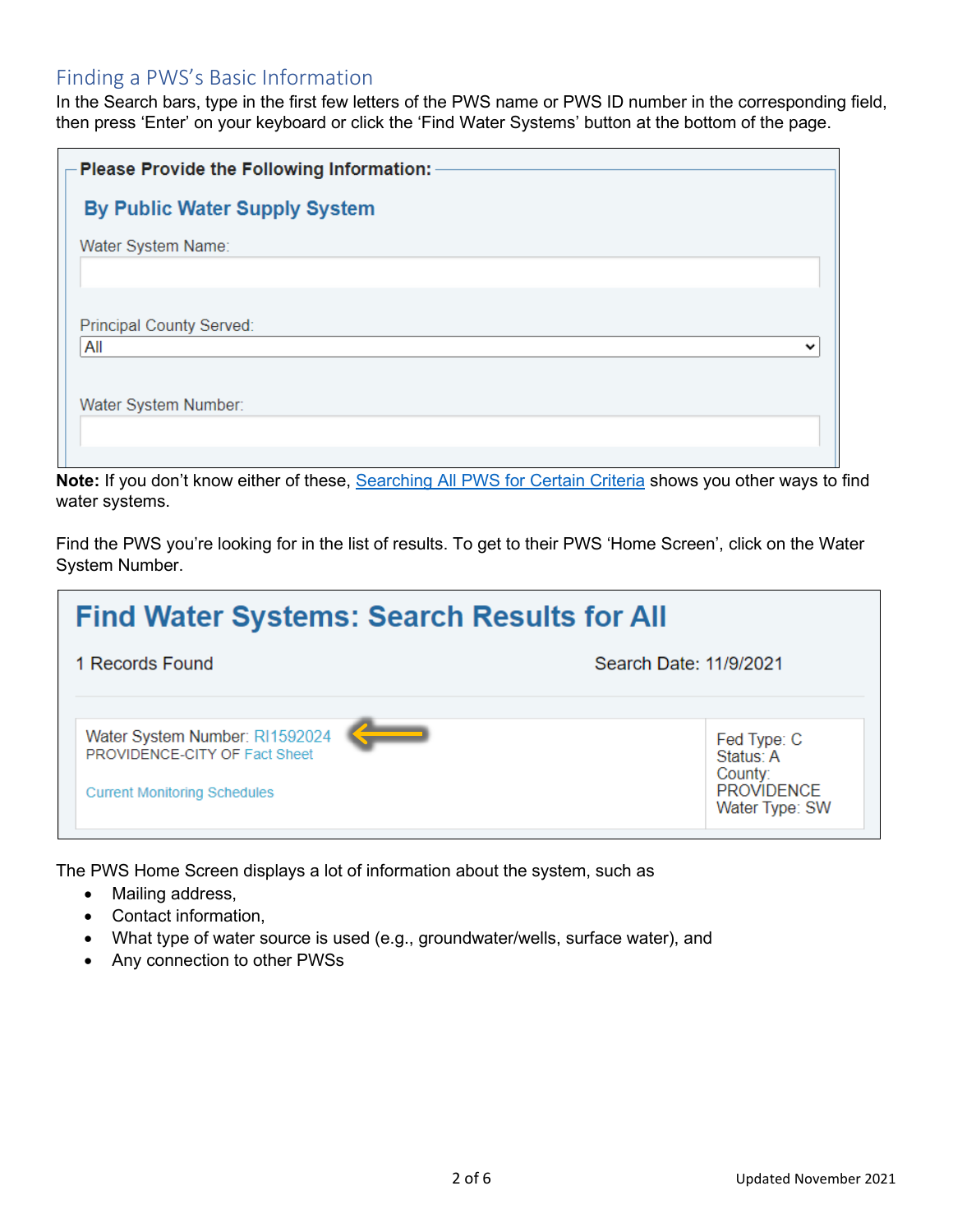## Finding a PWS's Basic Information

In the Search bars, type in the first few letters of the PWS name or PWS ID number in the corresponding field, then press 'Enter' on your keyboard or click the 'Find Water Systems' button at the bottom of the page.

**Please Provide the Following Information:**

**By Public Water Supply System**

Water System Name:

Principal County Served:
All

Water System Number:

**Note:** If you don't know either of these, Searching All PWS for Certain Criteria shows you other ways to find water systems.

Find the PWS you're looking for in the list of results. To get to their PWS 'Home Screen', click on the Water System Number.

**Find Water Systems: Search Results for All**

1 Records Found — Search Date: 11/9/2021

| Water System Number: RI1592024<br>PROVIDENCE-CITY OF Fact Sheet<br>Current Monitoring Schedules | Fed Type: C<br>Status: A<br>County: PROVIDENCE<br>Water Type: SW |
|---|---|

The PWS Home Screen displays a lot of information about the system, such as

- Mailing address,
- Contact information,
- What type of water source is used (e.g., groundwater/wells, surface water), and
- Any connection to other PWSs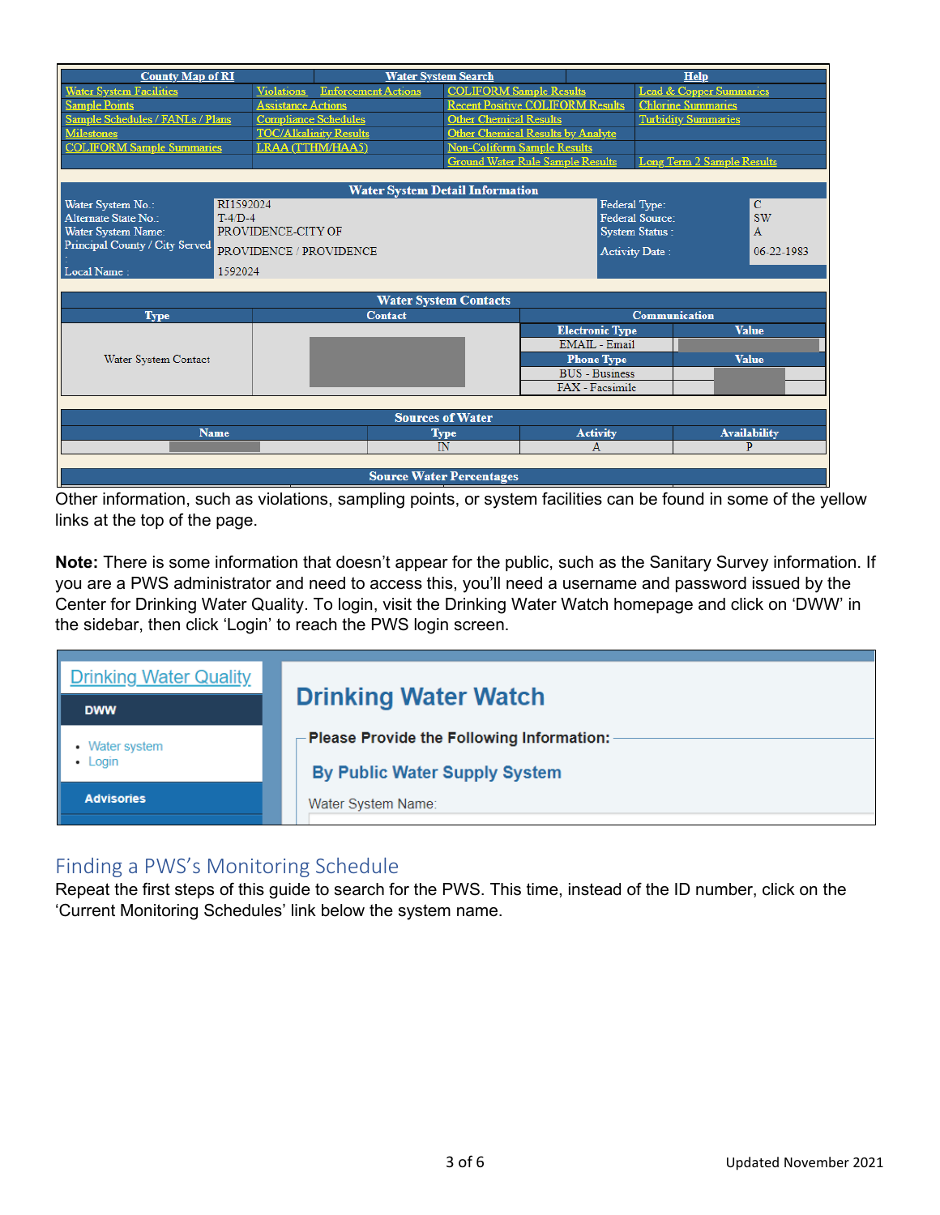| County Map of RI | | Water System Search | | Help |
|---|---|---|---|---|
| Water System Facilities | Violations Enforcement Actions | | COLIFORM Sample Results | Lead & Copper Summaries |
| Sample Points | Assistance Actions | | Recent Positive COLIFORM Results | Chlorine Summaries |
| Sample Schedules / FANLs / Plans | Compliance Schedules | | Other Chemical Results | Turbidity Summaries |
| Milestones | TOC/Alkalinity Results | | Other Chemical Results by Analyte | |
| COLIFORM Sample Summaries | LRAA (TTHM/HAA5) | | Non-Coliform Sample Results | |
| | | | Ground Water Rule Sample Results | Long Term 2 Sample Results |

**Water System Detail Information**

| | | | |
|---|---|---|---|
| Water System No.: | RI1592024 | Federal Type: | C |
| Alternate State No.: | T-4/D-4 | Federal Source: | SW |
| Water System Name: | PROVIDENCE-CITY OF | System Status : | A |
| Principal County / City Served : | PROVIDENCE / PROVIDENCE | Activity Date : | 06-22-1983 |
| Local Name : | 1592024 | | |

**Water System Contacts**

| Type | Contact | Communication | |
|---|---|---|---|
| | | Electronic Type | Value |
| Water System Contact | | EMAIL - Email | |
| | | Phone Type | Value |
| | | BUS - Business | |
| | | FAX - Facsimile | |

**Sources of Water**

| Name | Type | Activity | Availability |
|---|---|---|---|
| | IN | A | P |

**Source Water Percentages**

Other information, such as violations, sampling points, or system facilities can be found in some of the yellow links at the top of the page.

**Note:** There is some information that doesn't appear for the public, such as the Sanitary Survey information. If you are a PWS administrator and need to access this, you'll need a username and password issued by the Center for Drinking Water Quality. To login, visit the Drinking Water Watch homepage and click on 'DWW' in the sidebar, then click 'Login' to reach the PWS login screen.

Drinking Water Quality

**DWW**

- Water system
- Login

**Advisories**

# Drinking Water Watch

**Please Provide the Following Information:**

**By Public Water Supply System**

Water System Name:

## Finding a PWS's Monitoring Schedule

Repeat the first steps of this guide to search for the PWS. This time, instead of the ID number, click on the 'Current Monitoring Schedules' link below the system name.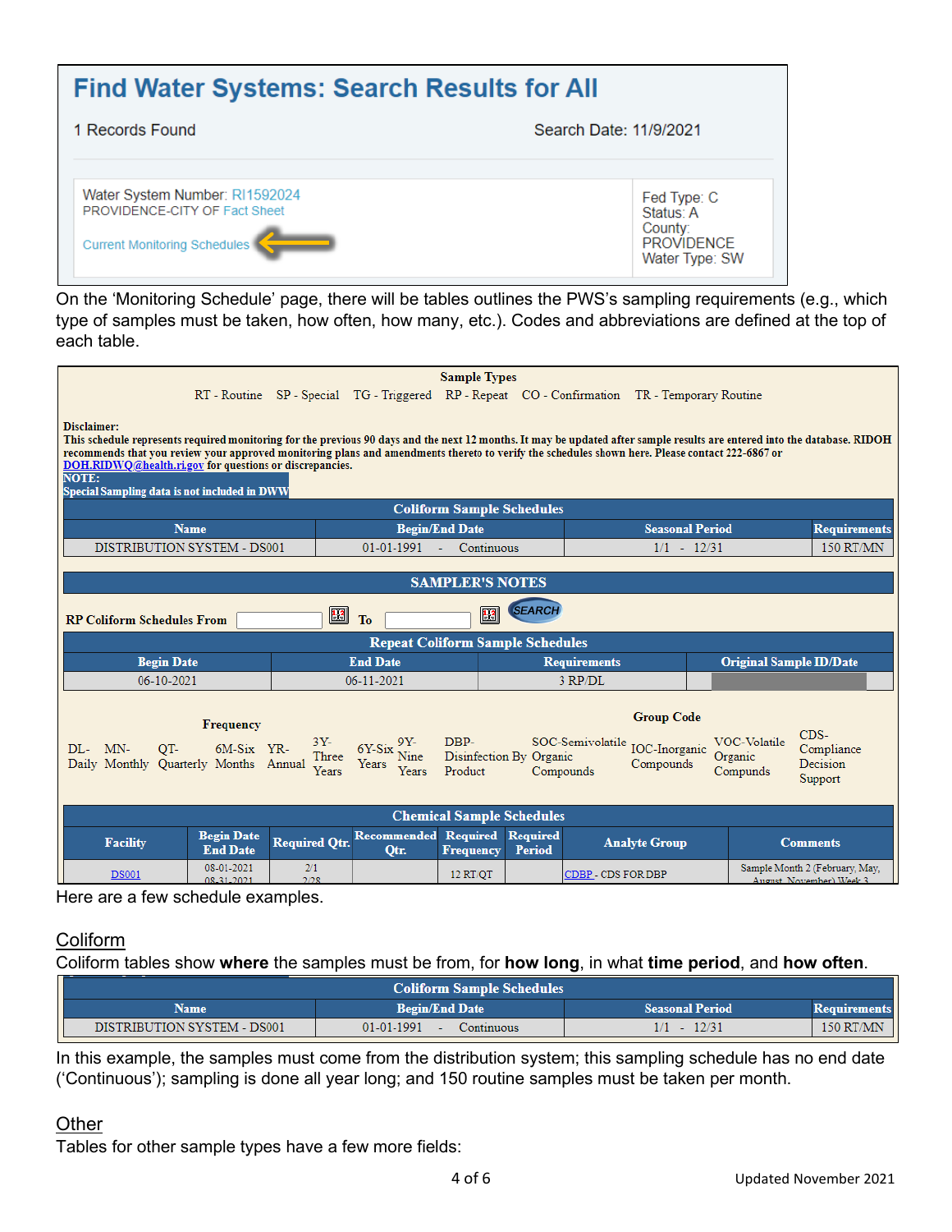## Find Water Systems: Search Results for All

1 Records Found

Search Date: 11/9/2021

| | |
|---|---|
| Water System Number: RI1592024<br>PROVIDENCE-CITY OF Fact Sheet<br><br>Current Monitoring Schedules | Fed Type: C<br>Status: A<br>County: PROVIDENCE<br>Water Type: SW |

On the 'Monitoring Schedule' page, there will be tables outlines the PWS's sampling requirements (e.g., which type of samples must be taken, how often, how many, etc.). Codes and abbreviations are defined at the top of each table.

**Sample Types**

RT - Routine SP - Special TG - Triggered RP - Repeat CO - Confirmation TR - Temporary Routine

**Disclaimer:**
**This schedule represents required monitoring for the previous 90 days and the next 12 months. It may be updated after sample results are entered into the database. RIDOH recommends that you review your approved monitoring plans and amendments thereto to verify the schedules shown here. Please contact 222-6867 or DOH.RIDWQ@health.ri.gov for questions or discrepancies.**
**NOTE:**
**Special Sampling data is not included in DWW**

**Coliform Sample Schedules**

| Name | Begin/End Date | Seasonal Period | Requirements |
|---|---|---|---|
| DISTRIBUTION SYSTEM - DS001 | 01-01-1991 - Continuous | 1/1 - 12/31 | 150 RT/MN |

**SAMPLER'S NOTES**

**RP Coliform Schedules From** ______ **To** ______ SEARCH

**Repeat Coliform Sample Schedules**

| Begin Date | End Date | Requirements | Original Sample ID/Date |
|---|---|---|---|
| 06-10-2021 | 06-11-2021 | 3 RP/DL | |

**Frequency**

DL- Daily MN- Monthly QT- Quarterly 6M-Six Months YR- Annual 3Y- Three Years 6Y-Six Years 9Y- Nine Years

**Group Code**

DBP- Disinfection By Product SOC-Semivolatile Organic Compounds IOC-Inorganic Compounds VOC-Volatile Organic Compunds CDS-Compliance Decision Support

**Chemical Sample Schedules**

| Facility | Begin Date End Date | Required Qtr. | Recommended Qtr. | Required Frequency | Required Period | Analyte Group | Comments |
|---|---|---|---|---|---|---|---|
| DS001 | 08-01-2021 08-31-2021 | 2/1 2/28 | | 12 RT/QT | | CDBP - CDS FOR DBP | Sample Month 2 (February, May, August, November) Week 3 |

Here are a few schedule examples.

## Coliform

Coliform tables show **where** the samples must be from, for **how long**, in what **time period**, and **how often**.

**Coliform Sample Schedules**

| Name | Begin/End Date | Seasonal Period | Requirements |
|---|---|---|---|
| DISTRIBUTION SYSTEM - DS001 | 01-01-1991 - Continuous | 1/1 - 12/31 | 150 RT/MN |

In this example, the samples must come from the distribution system; this sampling schedule has no end date ('Continuous'); sampling is done all year long; and 150 routine samples must be taken per month.

## Other

Tables for other sample types have a few more fields: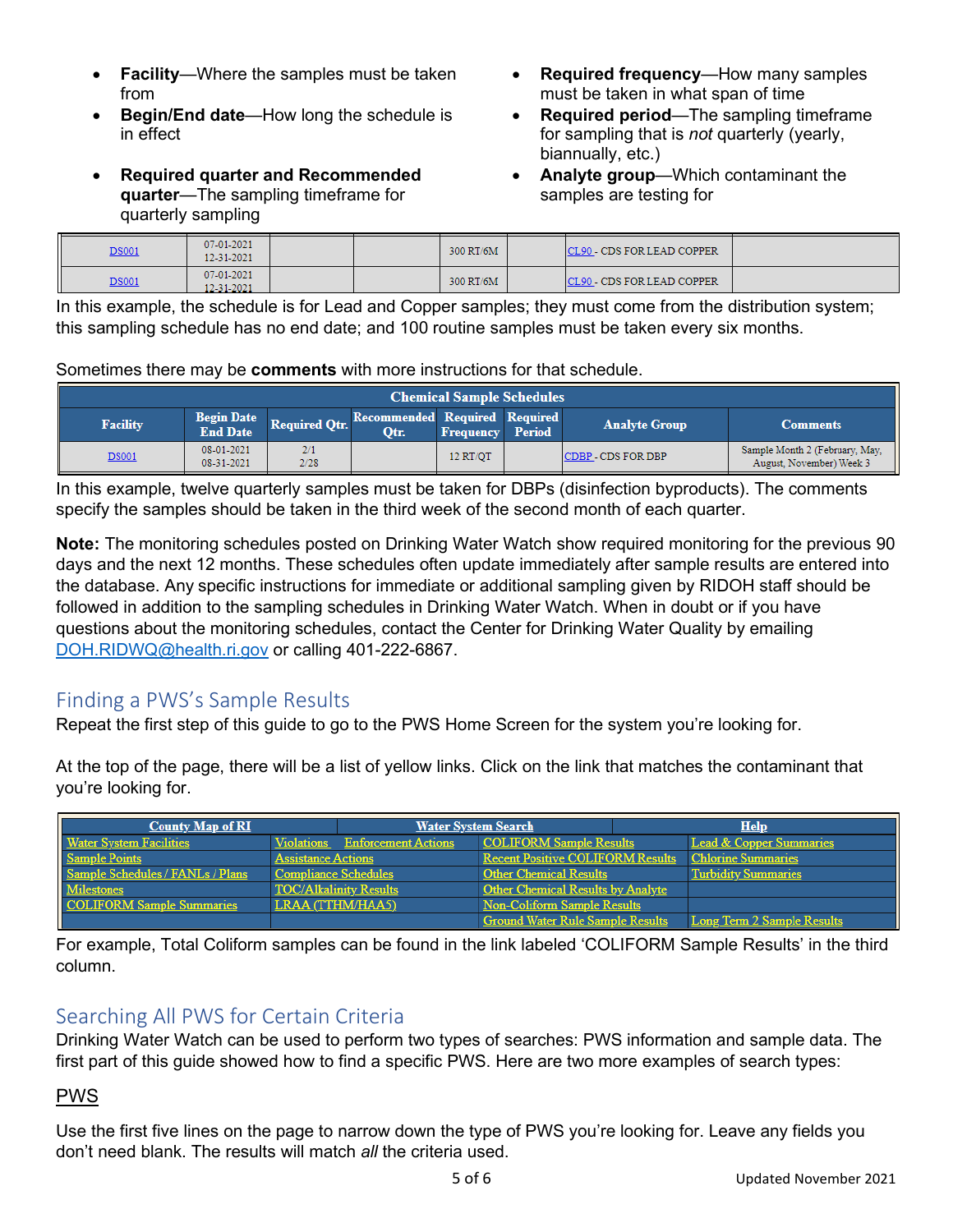- **Facility**—Where the samples must be taken from
- **Begin/End date**—How long the schedule is in effect
- **Required quarter and Recommended quarter**—The sampling timeframe for quarterly sampling
- **Required frequency**—How many samples must be taken in what span of time
- **Required period**—The sampling timeframe for sampling that is *not* quarterly (yearly, biannually, etc.)
- **Analyte group**—Which contaminant the samples are testing for

| | | | | | | | |
|---|---|---|---|---|---|---|---|
| DS001 | 07-01-2021 12-31-2021 | | | 300 RT/6M | | CL90 - CDS FOR LEAD COPPER | |
| DS001 | 07-01-2021 12-31-2021 | | | 300 RT/6M | | CL90 - CDS FOR LEAD COPPER | |

In this example, the schedule is for Lead and Copper samples; they must come from the distribution system; this sampling schedule has no end date; and 100 routine samples must be taken every six months.

Sometimes there may be **comments** with more instructions for that schedule.

| Chemical Sample Schedules | | | | | | | |
|---|---|---|---|---|---|---|---|
| Facility | Begin Date End Date | Required Qtr. | Recommended Qtr. | Required Frequency | Required Period | Analyte Group | Comments |
| DS001 | 08-01-2021 08-31-2021 | 2/1 2/28 | | 12 RT/QT | | CDBP - CDS FOR DBP | Sample Month 2 (February, May, August, November) Week 3 |

In this example, twelve quarterly samples must be taken for DBPs (disinfection byproducts). The comments specify the samples should be taken in the third week of the second month of each quarter.

**Note:** The monitoring schedules posted on Drinking Water Watch show required monitoring for the previous 90 days and the next 12 months. These schedules often update immediately after sample results are entered into the database. Any specific instructions for immediate or additional sampling given by RIDOH staff should be followed in addition to the sampling schedules in Drinking Water Watch. When in doubt or if you have questions about the monitoring schedules, contact the Center for Drinking Water Quality by emailing DOH.RIDWQ@health.ri.gov or calling 401-222-6867.

## Finding a PWS's Sample Results

Repeat the first step of this guide to go to the PWS Home Screen for the system you're looking for.

At the top of the page, there will be a list of yellow links. Click on the link that matches the contaminant that you're looking for.

| County Map of RI | Water System Search | | Help |
|---|---|---|---|
| Water System Facilities | Violations Enforcement Actions | COLIFORM Sample Results | Lead & Copper Summaries |
| Sample Points | Assistance Actions | Recent Positive COLIFORM Results | Chlorine Summaries |
| Sample Schedules / FANLs / Plans | Compliance Schedules | Other Chemical Results | Turbidity Summaries |
| Milestones | TOC/Alkalinity Results | Other Chemical Results by Analyte | |
| COLIFORM Sample Summaries | LRAA (TTHM/HAA5) | Non-Coliform Sample Results | |
| | | Ground Water Rule Sample Results | Long Term 2 Sample Results |

For example, Total Coliform samples can be found in the link labeled 'COLIFORM Sample Results' in the third column.

## Searching All PWS for Certain Criteria

Drinking Water Watch can be used to perform two types of searches: PWS information and sample data. The first part of this guide showed how to find a specific PWS. Here are two more examples of search types:

### PWS

Use the first five lines on the page to narrow down the type of PWS you're looking for. Leave any fields you don't need blank. The results will match *all* the criteria used.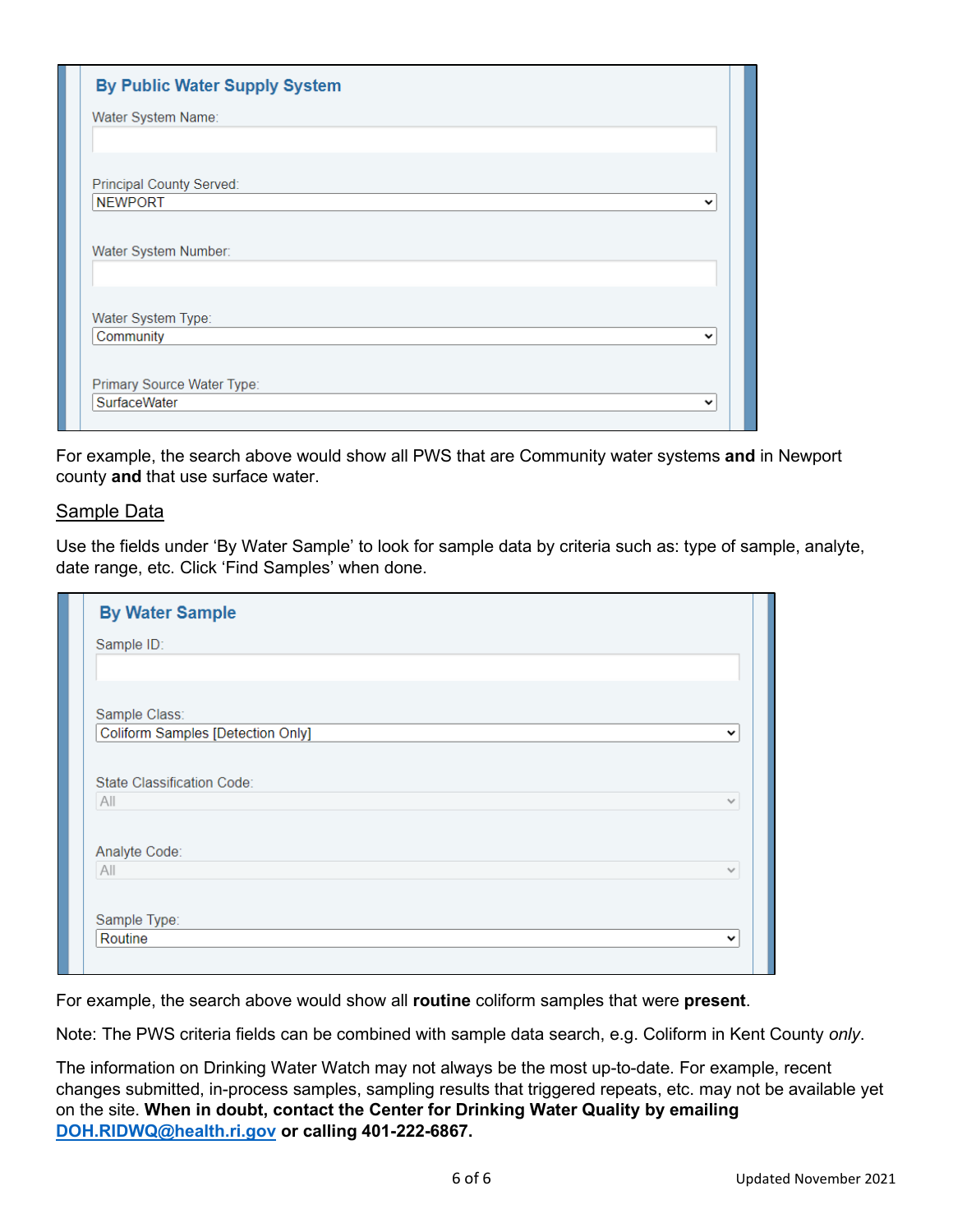**By Public Water Supply System**

Water System Name:

Principal County Served: NEWPORT

Water System Number:

Water System Type: Community

Primary Source Water Type: SurfaceWater

For example, the search above would show all PWS that are Community water systems **and** in Newport county **and** that use surface water.

## Sample Data

Use the fields under 'By Water Sample' to look for sample data by criteria such as: type of sample, analyte, date range, etc. Click 'Find Samples' when done.

**By Water Sample**

Sample ID:

Sample Class: Coliform Samples [Detection Only]

State Classification Code: All

Analyte Code: All

Sample Type: Routine

For example, the search above would show all **routine** coliform samples that were **present**.

Note: The PWS criteria fields can be combined with sample data search, e.g. Coliform in Kent County *only*.

The information on Drinking Water Watch may not always be the most up-to-date. For example, recent changes submitted, in-process samples, sampling results that triggered repeats, etc. may not be available yet on the site. **When in doubt, contact the Center for Drinking Water Quality by emailing DOH.RIDWQ@health.ri.gov or calling 401-222-6867.**

Updated November 2021